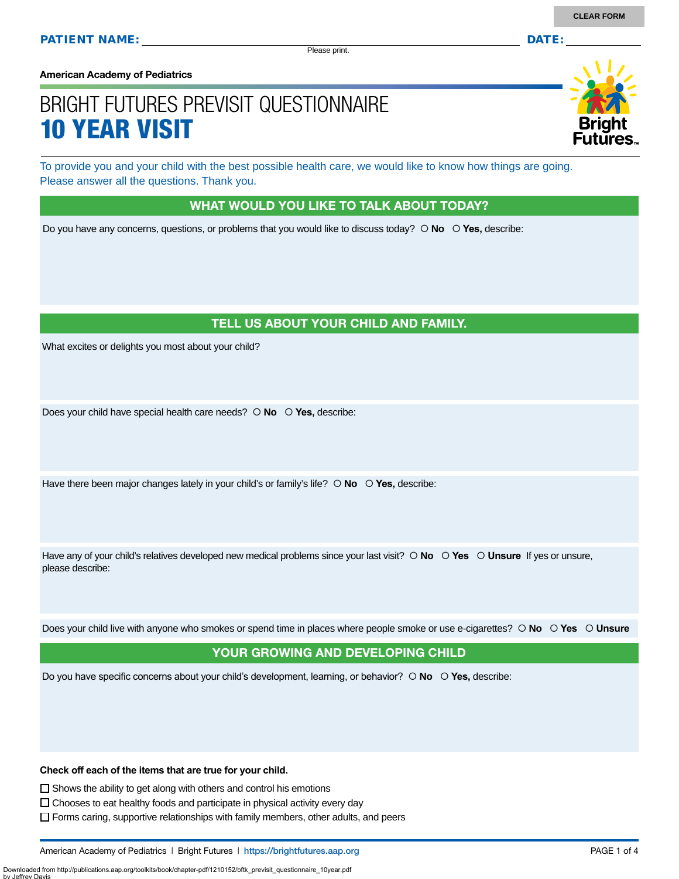CLEAR FORM

**PATIENT NAME:** ______________________________ **DATE:** __________

Please print.

**American Academy of Pediatrics**

# BRIGHT FUTURES PREVISIT QUESTIONNAIRE
# 10 YEAR VISIT

To provide you and your child with the best possible health care, we would like to know how things are going. Please answer all the questions. Thank you.

## WHAT WOULD YOU LIKE TO TALK ABOUT TODAY?

Do you have any concerns, questions, or problems that you would like to discuss today? ○ **No** ○ **Yes,** describe:

## TELL US ABOUT YOUR CHILD AND FAMILY.

What excites or delights you most about your child?

Does your child have special health care needs? ○ **No** ○ **Yes,** describe:

Have there been major changes lately in your child's or family's life? ○ **No** ○ **Yes,** describe:

Have any of your child's relatives developed new medical problems since your last visit? ○ **No** ○ **Yes** ○ **Unsure** If yes or unsure, please describe:

Does your child live with anyone who smokes or spend time in places where people smoke or use e-cigarettes? ○ **No** ○ **Yes** ○ **Unsure**

## YOUR GROWING AND DEVELOPING CHILD

Do you have specific concerns about your child's development, learning, or behavior? ○ **No** ○ **Yes,** describe:

**Check off each of the items that are true for your child.**

- ☐ Shows the ability to get along with others and control his emotions
- ☐ Chooses to eat healthy foods and participate in physical activity every day
- ☐ Forms caring, supportive relationships with family members, other adults, and peers

American Academy of Pediatrics | Bright Futures | https://brightfutures.aap.org

Downloaded from http://publications.aap.org/toolkits/book/chapter-pdf/1210152/bftk_previsit_questionnaire_10year.pdf
by Jeffrey Davis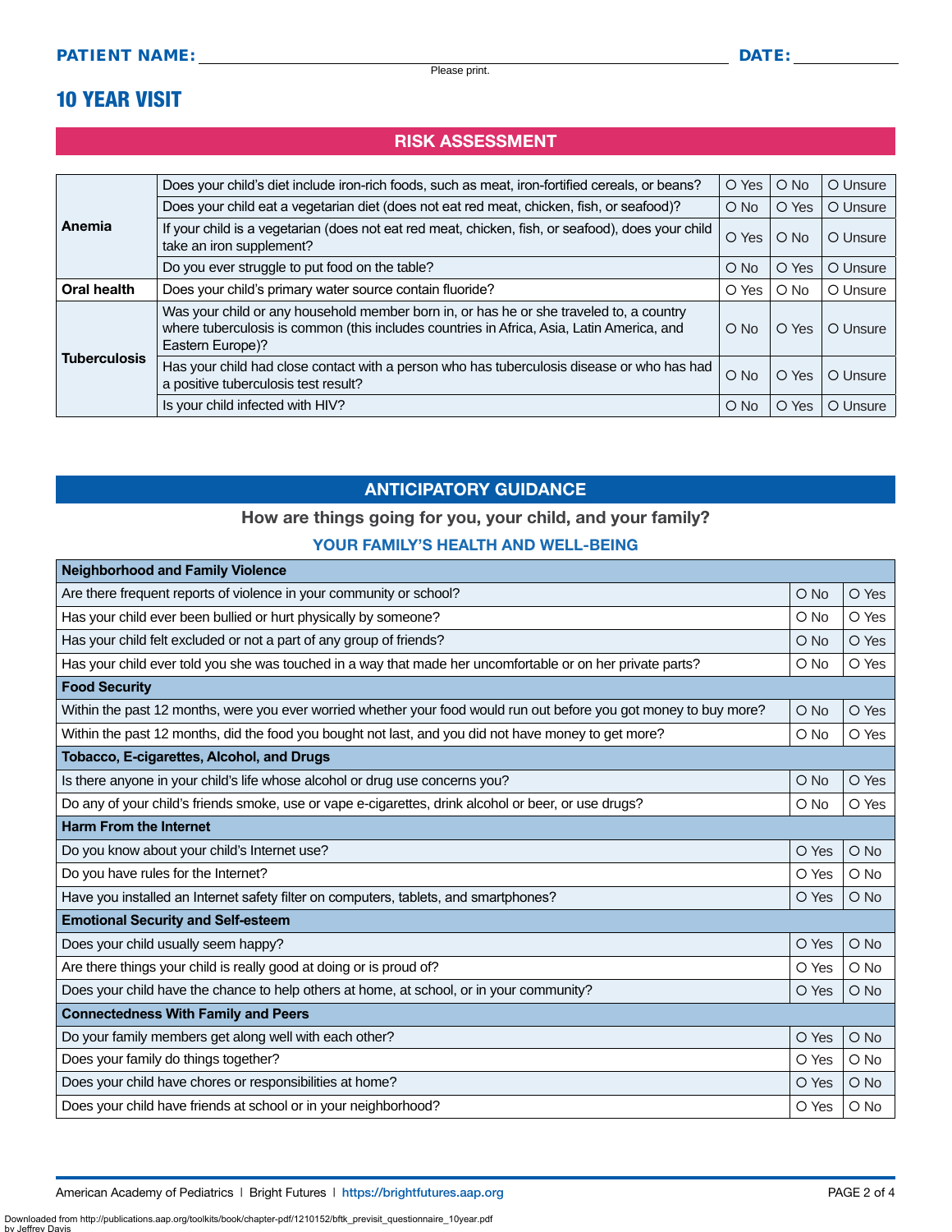**PATIENT NAME:** ______________________________ **DATE:** __________

Please print.

# 10 YEAR VISIT

## RISK ASSESSMENT

| | | | | |
|---|---|---|---|---|
| **Anemia** | Does your child's diet include iron-rich foods, such as meat, iron-fortified cereals, or beans? | O Yes | O No | O Unsure |
| | Does your child eat a vegetarian diet (does not eat red meat, chicken, fish, or seafood)? | O No | O Yes | O Unsure |
| | If your child is a vegetarian (does not eat red meat, chicken, fish, or seafood), does your child take an iron supplement? | O Yes | O No | O Unsure |
| | Do you ever struggle to put food on the table? | O No | O Yes | O Unsure |
| **Oral health** | Does your child's primary water source contain fluoride? | O Yes | O No | O Unsure |
| **Tuberculosis** | Was your child or any household member born in, or has he or she traveled to, a country where tuberculosis is common (this includes countries in Africa, Asia, Latin America, and Eastern Europe)? | O No | O Yes | O Unsure |
| | Has your child had close contact with a person who has tuberculosis disease or who has had a positive tuberculosis test result? | O No | O Yes | O Unsure |
| | Is your child infected with HIV? | O No | O Yes | O Unsure |

## ANTICIPATORY GUIDANCE

### How are things going for you, your child, and your family?

### YOUR FAMILY'S HEALTH AND WELL-BEING

| **Neighborhood and Family Violence** | | |
|---|---|---|
| Are there frequent reports of violence in your community or school? | O No | O Yes |
| Has your child ever been bullied or hurt physically by someone? | O No | O Yes |
| Has your child felt excluded or not a part of any group of friends? | O No | O Yes |
| Has your child ever told you she was touched in a way that made her uncomfortable or on her private parts? | O No | O Yes |
| **Food Security** | | |
| Within the past 12 months, were you ever worried whether your food would run out before you got money to buy more? | O No | O Yes |
| Within the past 12 months, did the food you bought not last, and you did not have money to get more? | O No | O Yes |
| **Tobacco, E-cigarettes, Alcohol, and Drugs** | | |
| Is there anyone in your child's life whose alcohol or drug use concerns you? | O No | O Yes |
| Do any of your child's friends smoke, use or vape e-cigarettes, drink alcohol or beer, or use drugs? | O No | O Yes |
| **Harm From the Internet** | | |
| Do you know about your child's Internet use? | O Yes | O No |
| Do you have rules for the Internet? | O Yes | O No |
| Have you installed an Internet safety filter on computers, tablets, and smartphones? | O Yes | O No |
| **Emotional Security and Self-esteem** | | |
| Does your child usually seem happy? | O Yes | O No |
| Are there things your child is really good at doing or is proud of? | O Yes | O No |
| Does your child have the chance to help others at home, at school, or in your community? | O Yes | O No |
| **Connectedness With Family and Peers** | | |
| Do your family members get along well with each other? | O Yes | O No |
| Does your family do things together? | O Yes | O No |
| Does your child have chores or responsibilities at home? | O Yes | O No |
| Does your child have friends at school or in your neighborhood? | O Yes | O No |

American Academy of Pediatrics | Bright Futures | https://brightfutures.aap.org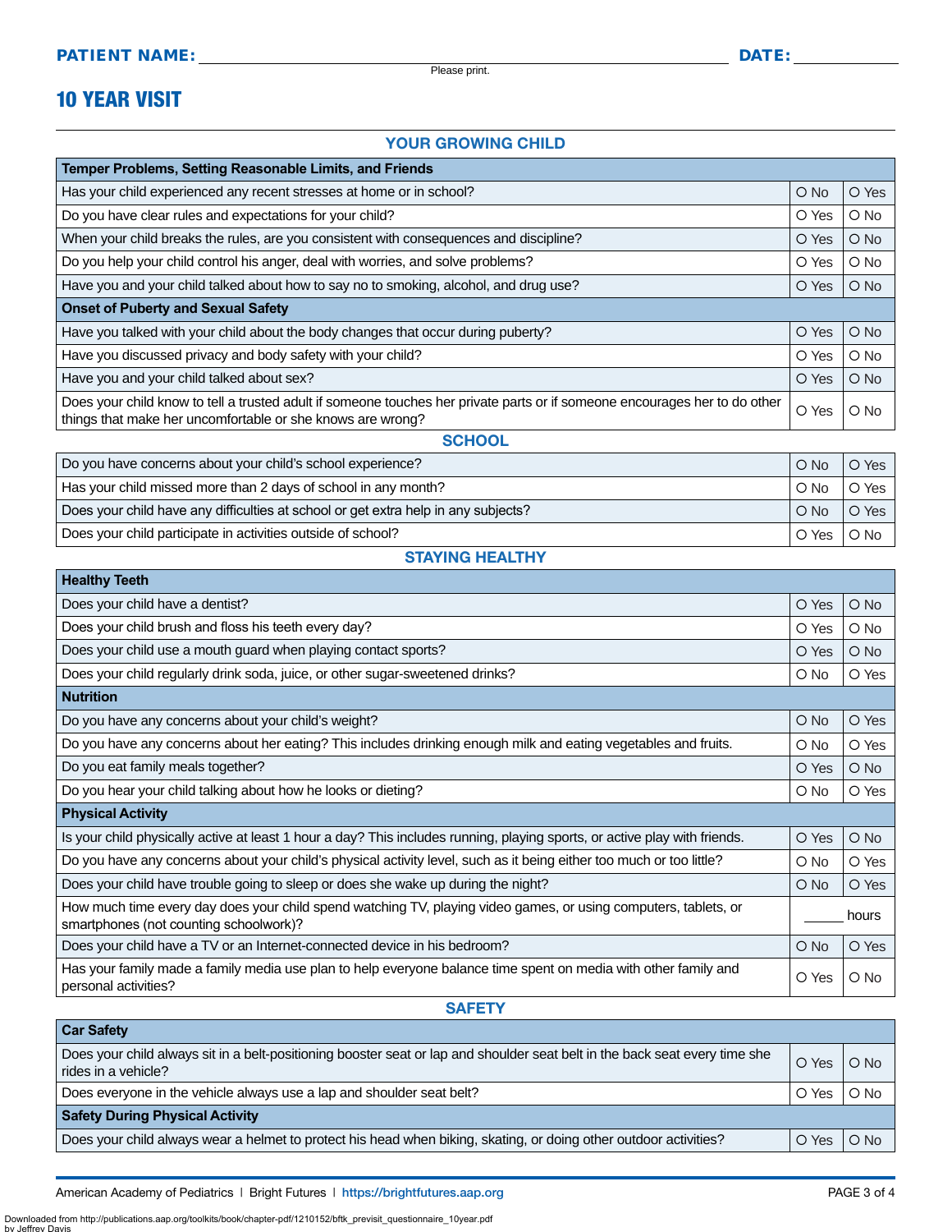**PATIENT NAME:** ______________________________ **DATE:** __________

Please print.

# 10 YEAR VISIT

## YOUR GROWING CHILD

| Temper Problems, Setting Reasonable Limits, and Friends | | |
|---|---|---|
| Has your child experienced any recent stresses at home or in school? | O No | O Yes |
| Do you have clear rules and expectations for your child? | O Yes | O No |
| When your child breaks the rules, are you consistent with consequences and discipline? | O Yes | O No |
| Do you help your child control his anger, deal with worries, and solve problems? | O Yes | O No |
| Have you and your child talked about how to say no to smoking, alcohol, and drug use? | O Yes | O No |
| **Onset of Puberty and Sexual Safety** | | |
| Have you talked with your child about the body changes that occur during puberty? | O Yes | O No |
| Have you discussed privacy and body safety with your child? | O Yes | O No |
| Have you and your child talked about sex? | O Yes | O No |
| Does your child know to tell a trusted adult if someone touches her private parts or if someone encourages her to do other things that make her uncomfortable or she knows are wrong? | O Yes | O No |

## SCHOOL

| | | |
|---|---|---|
| Do you have concerns about your child's school experience? | O No | O Yes |
| Has your child missed more than 2 days of school in any month? | O No | O Yes |
| Does your child have any difficulties at school or get extra help in any subjects? | O No | O Yes |
| Does your child participate in activities outside of school? | O Yes | O No |

## STAYING HEALTHY

| Healthy Teeth | | |
|---|---|---|
| Does your child have a dentist? | O Yes | O No |
| Does your child brush and floss his teeth every day? | O Yes | O No |
| Does your child use a mouth guard when playing contact sports? | O Yes | O No |
| Does your child regularly drink soda, juice, or other sugar-sweetened drinks? | O No | O Yes |
| **Nutrition** | | |
| Do you have any concerns about your child's weight? | O No | O Yes |
| Do you have any concerns about her eating? This includes drinking enough milk and eating vegetables and fruits. | O No | O Yes |
| Do you eat family meals together? | O Yes | O No |
| Do you hear your child talking about how he looks or dieting? | O No | O Yes |
| **Physical Activity** | | |
| Is your child physically active at least 1 hour a day? This includes running, playing sports, or active play with friends. | O Yes | O No |
| Do you have any concerns about your child's physical activity level, such as it being either too much or too little? | O No | O Yes |
| Does your child have trouble going to sleep or does she wake up during the night? | O No | O Yes |
| How much time every day does your child spend watching TV, playing video games, or using computers, tablets, or smartphones (not counting schoolwork)? | _____ hours | |
| Does your child have a TV or an Internet-connected device in his bedroom? | O No | O Yes |
| Has your family made a family media use plan to help everyone balance time spent on media with other family and personal activities? | O Yes | O No |

## SAFETY

| Car Safety | | |
|---|---|---|
| Does your child always sit in a belt-positioning booster seat or lap and shoulder seat belt in the back seat every time she rides in a vehicle? | O Yes | O No |
| Does everyone in the vehicle always use a lap and shoulder seat belt? | O Yes | O No |
| **Safety During Physical Activity** | | |
| Does your child always wear a helmet to protect his head when biking, skating, or doing other outdoor activities? | O Yes | O No |

American Academy of Pediatrics | Bright Futures | https://brightfutures.aap.org

Downloaded from http://publications.aap.org/toolkits/book/chapter-pdf/1210152/bftk_previsit_questionnaire_10year.pdf
by Jeffrey Davis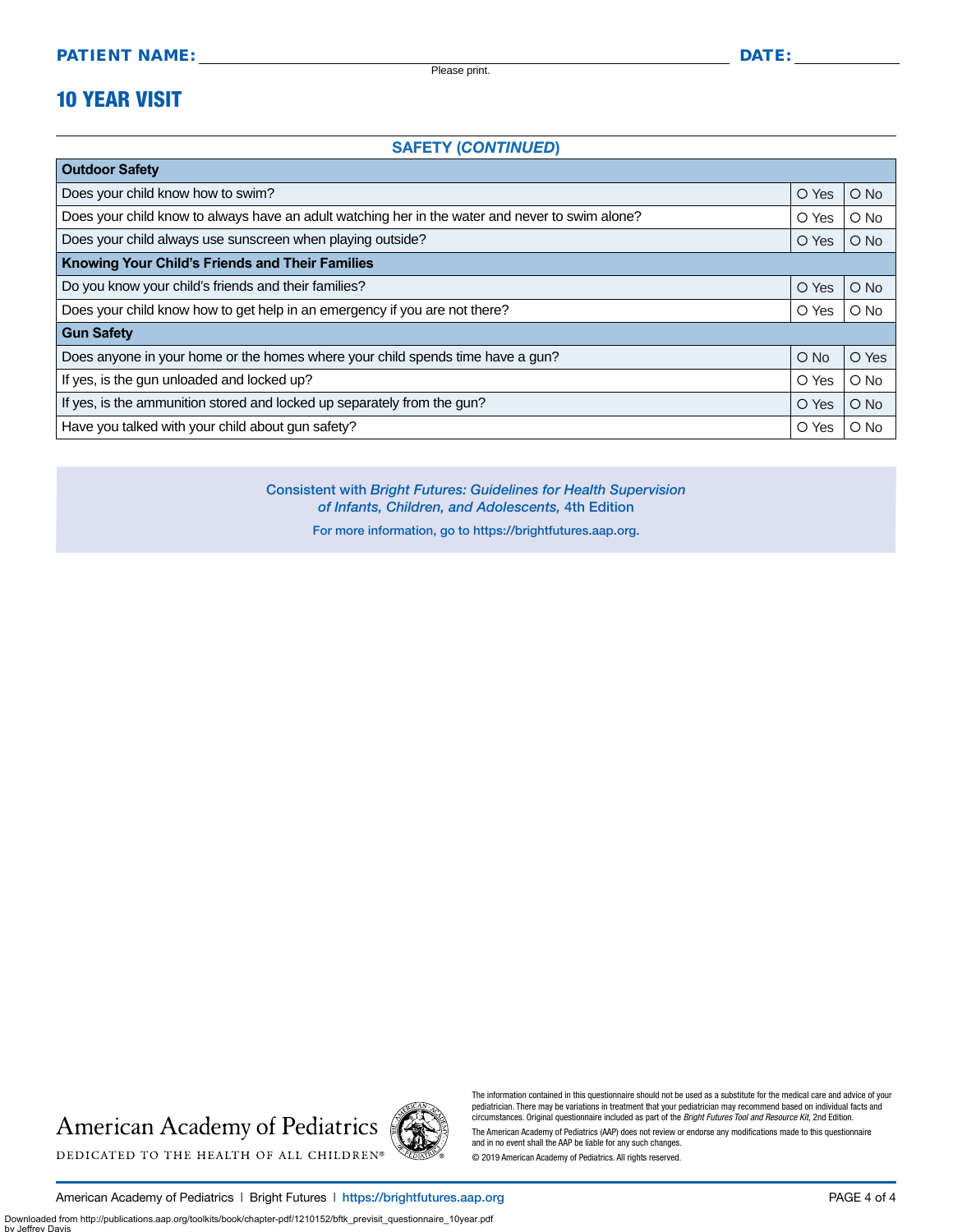**PATIENT NAME:** ______________________________ **DATE:** __________

Please print.

# 10 YEAR VISIT

## SAFETY (*CONTINUED*)

| | | |
|---|---|---|
| **Outdoor Safety** | | |
| Does your child know how to swim? | ○ Yes | ○ No |
| Does your child know to always have an adult watching her in the water and never to swim alone? | ○ Yes | ○ No |
| Does your child always use sunscreen when playing outside? | ○ Yes | ○ No |
| **Knowing Your Child's Friends and Their Families** | | |
| Do you know your child's friends and their families? | ○ Yes | ○ No |
| Does your child know how to get help in an emergency if you are not there? | ○ Yes | ○ No |
| **Gun Safety** | | |
| Does anyone in your home or the homes where your child spends time have a gun? | ○ No | ○ Yes |
| If yes, is the gun unloaded and locked up? | ○ Yes | ○ No |
| If yes, is the ammunition stored and locked up separately from the gun? | ○ Yes | ○ No |
| Have you talked with your child about gun safety? | ○ Yes | ○ No |

Consistent with *Bright Futures: Guidelines for Health Supervision of Infants, Children, and Adolescents,* 4th Edition

For more information, go to https://brightfutures.aap.org.

American Academy of Pediatrics
DEDICATED TO THE HEALTH OF ALL CHILDREN®

The information contained in this questionnaire should not be used as a substitute for the medical care and advice of your pediatrician. There may be variations in treatment that your pediatrician may recommend based on individual facts and circumstances. Original questionnaire included as part of the *Bright Futures Tool and Resource Kit,* 2nd Edition.

The American Academy of Pediatrics (AAP) does not review or endorse any modifications made to this questionnaire and in no event shall the AAP be liable for any such changes.

© 2019 American Academy of Pediatrics. All rights reserved.

Downloaded from http://publications.aap.org/toolkits/book/chapter-pdf/1210152/bftk_previsit_questionnaire_10year.pdf by Jeffrey Davis